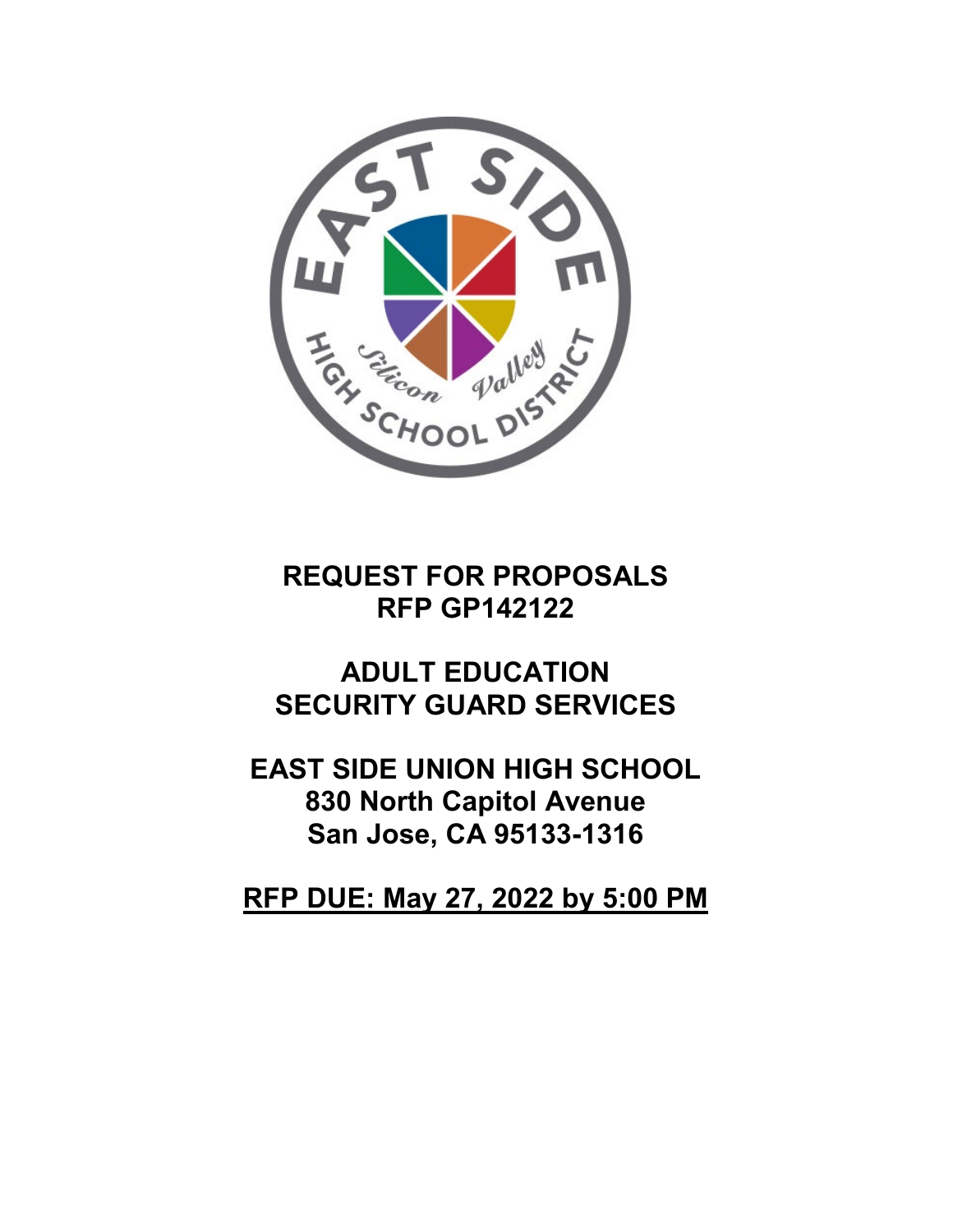# REQUEST FOR PROPOSALS
# RFP GP142122

# ADULT EDUCATION SECURITY GUARD SERVICES

**EAST SIDE UNION HIGH SCHOOL**
**830 North Capitol Avenue**
**San Jose, CA 95133-1316**

**RFP DUE: May 27, 2022 by 5:00 PM**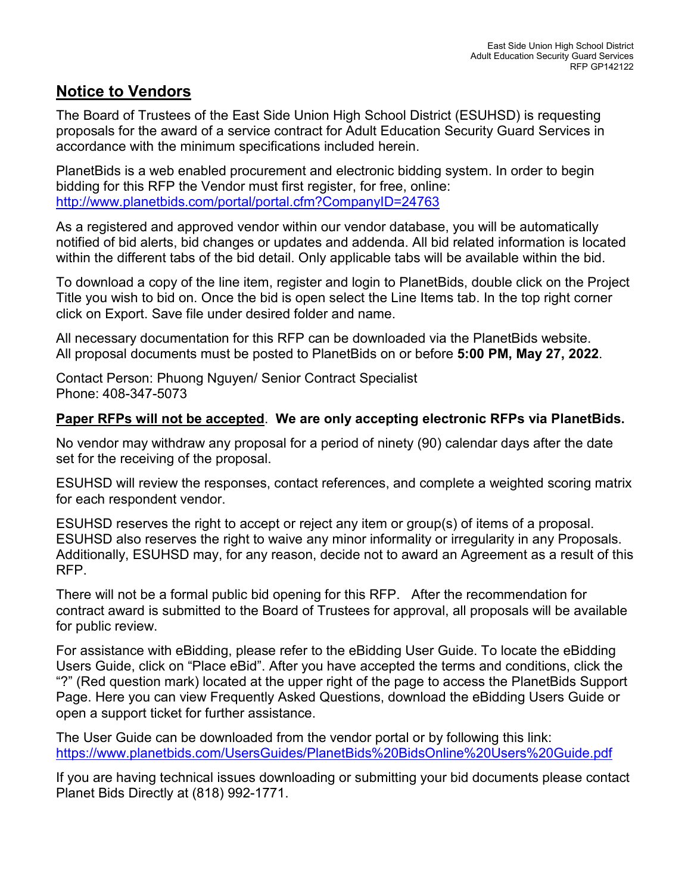## Notice to Vendors

The Board of Trustees of the East Side Union High School District (ESUHSD) is requesting proposals for the award of a service contract for Adult Education Security Guard Services in accordance with the minimum specifications included herein.

PlanetBids is a web enabled procurement and electronic bidding system. In order to begin bidding for this RFP the Vendor must first register, for free, online: http://www.planetbids.com/portal/portal.cfm?CompanyID=24763

As a registered and approved vendor within our vendor database, you will be automatically notified of bid alerts, bid changes or updates and addenda. All bid related information is located within the different tabs of the bid detail. Only applicable tabs will be available within the bid.

To download a copy of the line item, register and login to PlanetBids, double click on the Project Title you wish to bid on. Once the bid is open select the Line Items tab. In the top right corner click on Export. Save file under desired folder and name.

All necessary documentation for this RFP can be downloaded via the PlanetBids website. All proposal documents must be posted to PlanetBids on or before **5:00 PM, May 27, 2022**.

Contact Person: Phuong Nguyen/ Senior Contract Specialist
Phone: 408-347-5073

**Paper RFPs will not be accepted**. **We are only accepting electronic RFPs via PlanetBids.**

No vendor may withdraw any proposal for a period of ninety (90) calendar days after the date set for the receiving of the proposal.

ESUHSD will review the responses, contact references, and complete a weighted scoring matrix for each respondent vendor.

ESUHSD reserves the right to accept or reject any item or group(s) of items of a proposal. ESUHSD also reserves the right to waive any minor informality or irregularity in any Proposals. Additionally, ESUHSD may, for any reason, decide not to award an Agreement as a result of this RFP.

There will not be a formal public bid opening for this RFP. After the recommendation for contract award is submitted to the Board of Trustees for approval, all proposals will be available for public review.

For assistance with eBidding, please refer to the eBidding User Guide. To locate the eBidding Users Guide, click on "Place eBid". After you have accepted the terms and conditions, click the "?" (Red question mark) located at the upper right of the page to access the PlanetBids Support Page. Here you can view Frequently Asked Questions, download the eBidding Users Guide or open a support ticket for further assistance.

The User Guide can be downloaded from the vendor portal or by following this link: https://www.planetbids.com/UsersGuides/PlanetBids%20BidsOnline%20Users%20Guide.pdf

If you are having technical issues downloading or submitting your bid documents please contact Planet Bids Directly at (818) 992-1771.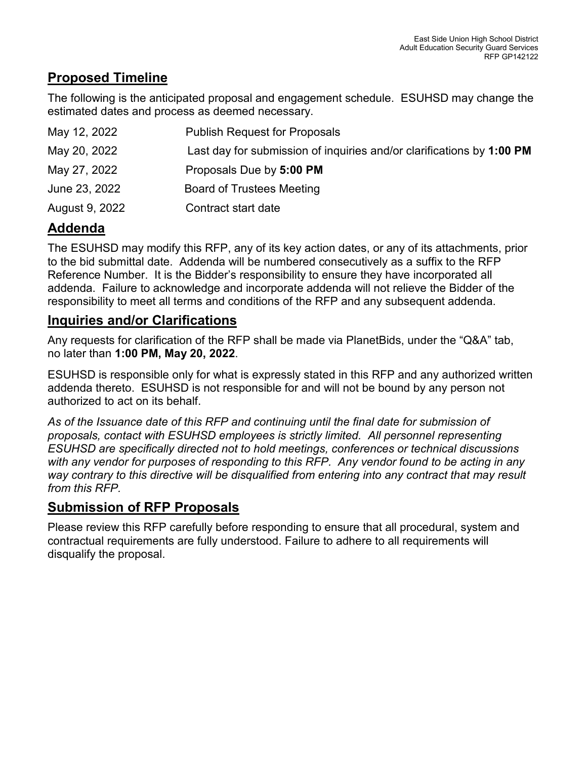## Proposed Timeline

The following is the anticipated proposal and engagement schedule. ESUHSD may change the estimated dates and process as deemed necessary.

| | |
|---|---|
| May 12, 2022 | Publish Request for Proposals |
| May 20, 2022 | Last day for submission of inquiries and/or clarifications by **1:00 PM** |
| May 27, 2022 | Proposals Due by **5:00 PM** |
| June 23, 2022 | Board of Trustees Meeting |
| August 9, 2022 | Contract start date |

## Addenda

The ESUHSD may modify this RFP, any of its key action dates, or any of its attachments, prior to the bid submittal date. Addenda will be numbered consecutively as a suffix to the RFP Reference Number. It is the Bidder's responsibility to ensure they have incorporated all addenda. Failure to acknowledge and incorporate addenda will not relieve the Bidder of the responsibility to meet all terms and conditions of the RFP and any subsequent addenda.

## Inquiries and/or Clarifications

Any requests for clarification of the RFP shall be made via PlanetBids, under the "Q&A" tab, no later than **1:00 PM, May 20, 2022**.

ESUHSD is responsible only for what is expressly stated in this RFP and any authorized written addenda thereto. ESUHSD is not responsible for and will not be bound by any person not authorized to act on its behalf.

*As of the Issuance date of this RFP and continuing until the final date for submission of proposals, contact with ESUHSD employees is strictly limited. All personnel representing ESUHSD are specifically directed not to hold meetings, conferences or technical discussions with any vendor for purposes of responding to this RFP. Any vendor found to be acting in any way contrary to this directive will be disqualified from entering into any contract that may result from this RFP.*

## Submission of RFP Proposals

Please review this RFP carefully before responding to ensure that all procedural, system and contractual requirements are fully understood. Failure to adhere to all requirements will disqualify the proposal.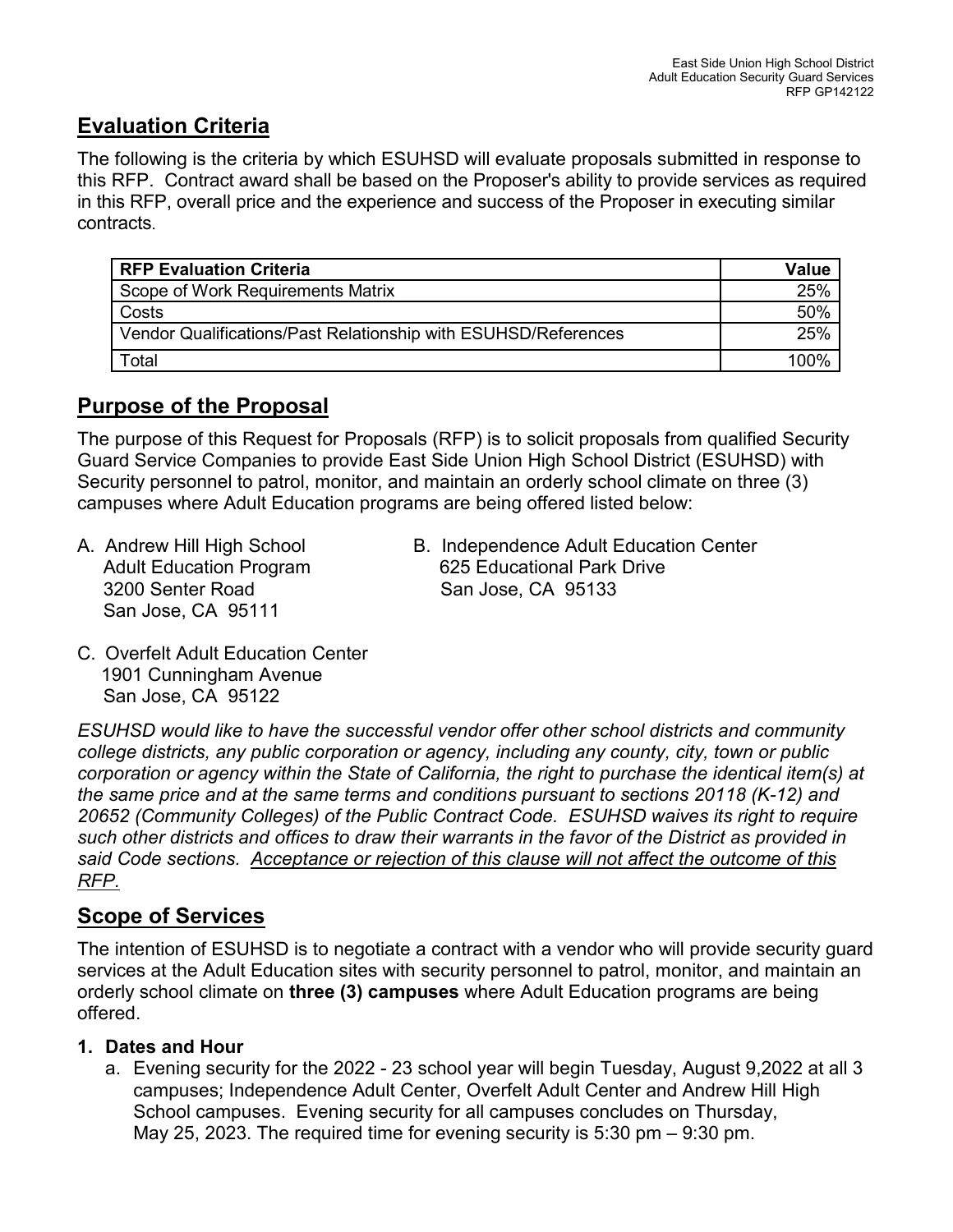## Evaluation Criteria

The following is the criteria by which ESUHSD will evaluate proposals submitted in response to this RFP. Contract award shall be based on the Proposer's ability to provide services as required in this RFP, overall price and the experience and success of the Proposer in executing similar contracts.

| RFP Evaluation Criteria | Value |
|---|---|
| Scope of Work Requirements Matrix | 25% |
| Costs | 50% |
| Vendor Qualifications/Past Relationship with ESUHSD/References | 25% |
| Total | 100% |

## Purpose of the Proposal

The purpose of this Request for Proposals (RFP) is to solicit proposals from qualified Security Guard Service Companies to provide East Side Union High School District (ESUHSD) with Security personnel to patrol, monitor, and maintain an orderly school climate on three (3) campuses where Adult Education programs are being offered listed below:

A. Andrew Hill High School
   Adult Education Program
   3200 Senter Road
   San Jose, CA 95111

B. Independence Adult Education Center
   625 Educational Park Drive
   San Jose, CA 95133

C. Overfelt Adult Education Center
   1901 Cunningham Avenue
   San Jose, CA 95122

*ESUHSD would like to have the successful vendor offer other school districts and community college districts, any public corporation or agency, including any county, city, town or public corporation or agency within the State of California, the right to purchase the identical item(s) at the same price and at the same terms and conditions pursuant to sections 20118 (K-12) and 20652 (Community Colleges) of the Public Contract Code. ESUHSD waives its right to require such other districts and offices to draw their warrants in the favor of the District as provided in said Code sections. <u>Acceptance or rejection of this clause will not affect the outcome of this RFP.</u>*

## Scope of Services

The intention of ESUHSD is to negotiate a contract with a vendor who will provide security guard services at the Adult Education sites with security personnel to patrol, monitor, and maintain an orderly school climate on **three (3) campuses** where Adult Education programs are being offered.

1. **Dates and Hour**
   a. Evening security for the 2022 - 23 school year will begin Tuesday, August 9,2022 at all 3 campuses; Independence Adult Center, Overfelt Adult Center and Andrew Hill High School campuses. Evening security for all campuses concludes on Thursday, May 25, 2023. The required time for evening security is 5:30 pm – 9:30 pm.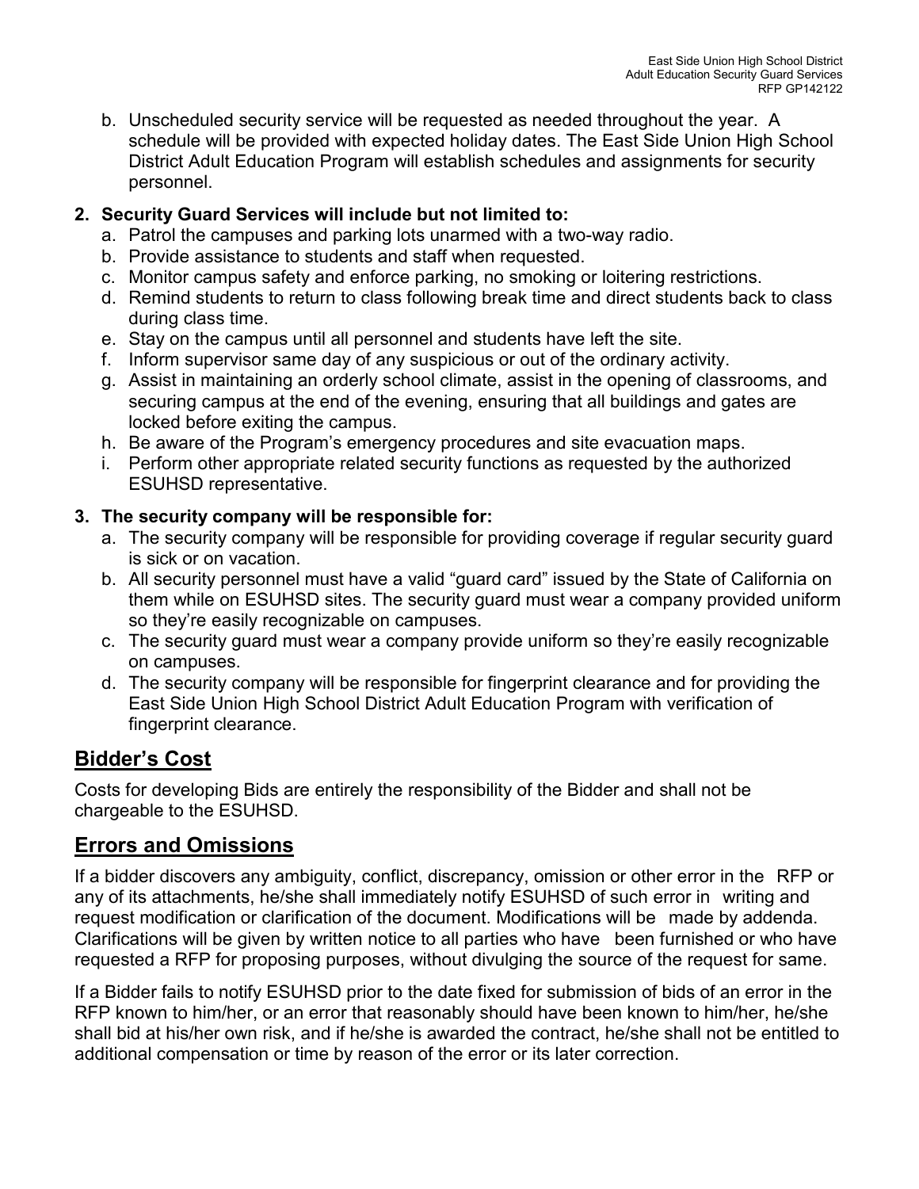b. Unscheduled security service will be requested as needed throughout the year. A schedule will be provided with expected holiday dates. The East Side Union High School District Adult Education Program will establish schedules and assignments for security personnel.

2. **Security Guard Services will include but not limited to:**
   a. Patrol the campuses and parking lots unarmed with a two-way radio.
   b. Provide assistance to students and staff when requested.
   c. Monitor campus safety and enforce parking, no smoking or loitering restrictions.
   d. Remind students to return to class following break time and direct students back to class during class time.
   e. Stay on the campus until all personnel and students have left the site.
   f. Inform supervisor same day of any suspicious or out of the ordinary activity.
   g. Assist in maintaining an orderly school climate, assist in the opening of classrooms, and securing campus at the end of the evening, ensuring that all buildings and gates are locked before exiting the campus.
   h. Be aware of the Program's emergency procedures and site evacuation maps.
   i. Perform other appropriate related security functions as requested by the authorized ESUHSD representative.

3. **The security company will be responsible for:**
   a. The security company will be responsible for providing coverage if regular security guard is sick or on vacation.
   b. All security personnel must have a valid "guard card" issued by the State of California on them while on ESUHSD sites. The security guard must wear a company provided uniform so they're easily recognizable on campuses.
   c. The security guard must wear a company provide uniform so they're easily recognizable on campuses.
   d. The security company will be responsible for fingerprint clearance and for providing the East Side Union High School District Adult Education Program with verification of fingerprint clearance.

## Bidder's Cost

Costs for developing Bids are entirely the responsibility of the Bidder and shall not be chargeable to the ESUHSD.

## Errors and Omissions

If a bidder discovers any ambiguity, conflict, discrepancy, omission or other error in the RFP or any of its attachments, he/she shall immediately notify ESUHSD of such error in writing and request modification or clarification of the document. Modifications will be made by addenda. Clarifications will be given by written notice to all parties who have been furnished or who have requested a RFP for proposing purposes, without divulging the source of the request for same.

If a Bidder fails to notify ESUHSD prior to the date fixed for submission of bids of an error in the RFP known to him/her, or an error that reasonably should have been known to him/her, he/she shall bid at his/her own risk, and if he/she is awarded the contract, he/she shall not be entitled to additional compensation or time by reason of the error or its later correction.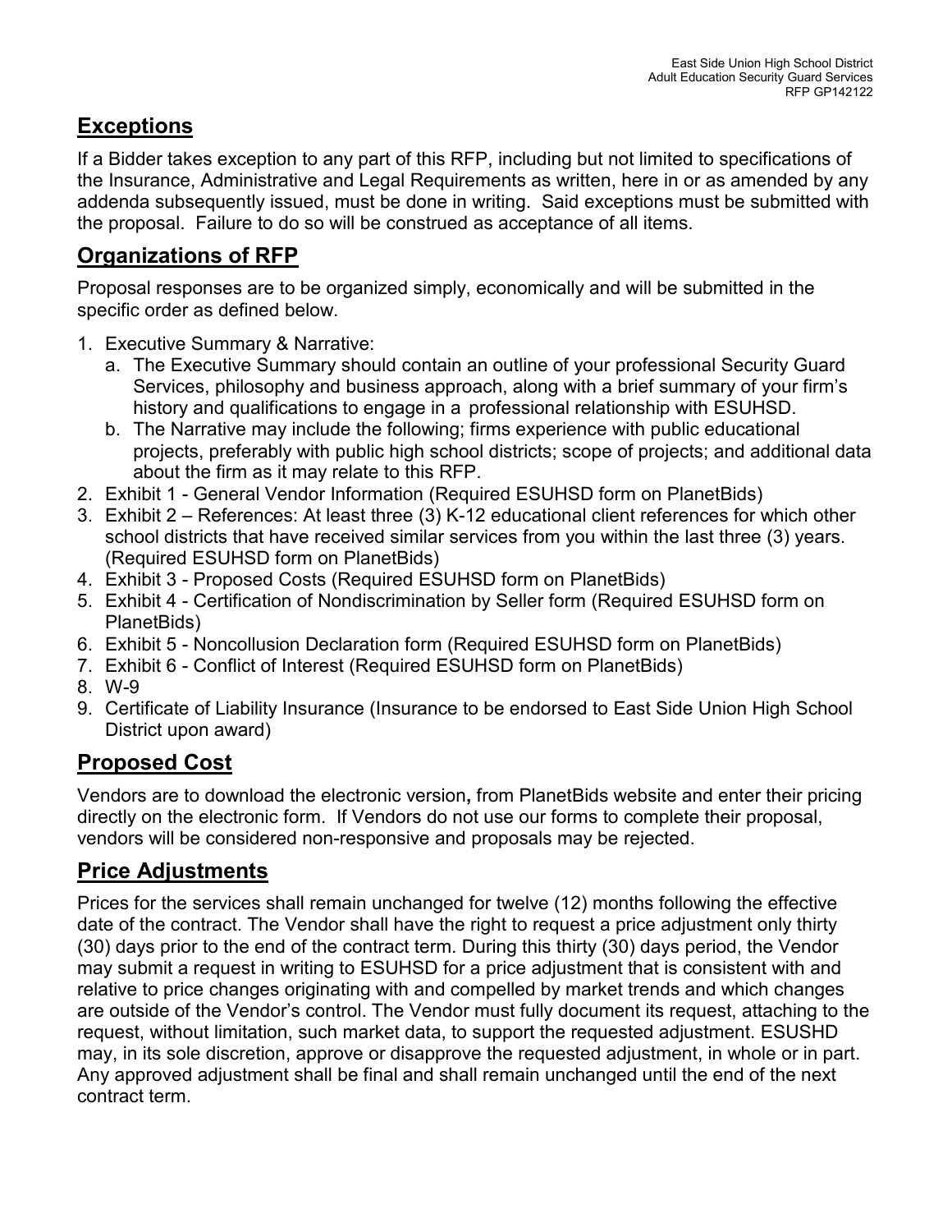## Exceptions

If a Bidder takes exception to any part of this RFP, including but not limited to specifications of the Insurance, Administrative and Legal Requirements as written, here in or as amended by any addenda subsequently issued, must be done in writing. Said exceptions must be submitted with the proposal. Failure to do so will be construed as acceptance of all items.

## Organizations of RFP

Proposal responses are to be organized simply, economically and will be submitted in the specific order as defined below.

1. Executive Summary & Narrative:
   a. The Executive Summary should contain an outline of your professional Security Guard Services, philosophy and business approach, along with a brief summary of your firm's history and qualifications to engage in a professional relationship with ESUHSD.
   b. The Narrative may include the following; firms experience with public educational projects, preferably with public high school districts; scope of projects; and additional data about the firm as it may relate to this RFP.
2. Exhibit 1 - General Vendor Information (Required ESUHSD form on PlanetBids)
3. Exhibit 2 – References: At least three (3) K-12 educational client references for which other school districts that have received similar services from you within the last three (3) years. (Required ESUHSD form on PlanetBids)
4. Exhibit 3 - Proposed Costs (Required ESUHSD form on PlanetBids)
5. Exhibit 4 - Certification of Nondiscrimination by Seller form (Required ESUHSD form on PlanetBids)
6. Exhibit 5 - Noncollusion Declaration form (Required ESUHSD form on PlanetBids)
7. Exhibit 6 - Conflict of Interest (Required ESUHSD form on PlanetBids)
8. W-9
9. Certificate of Liability Insurance (Insurance to be endorsed to East Side Union High School District upon award)

## Proposed Cost

Vendors are to download the electronic version**,** from PlanetBids website and enter their pricing directly on the electronic form. If Vendors do not use our forms to complete their proposal, vendors will be considered non-responsive and proposals may be rejected.

## Price Adjustments

Prices for the services shall remain unchanged for twelve (12) months following the effective date of the contract. The Vendor shall have the right to request a price adjustment only thirty (30) days prior to the end of the contract term. During this thirty (30) days period, the Vendor may submit a request in writing to ESUHSD for a price adjustment that is consistent with and relative to price changes originating with and compelled by market trends and which changes are outside of the Vendor's control. The Vendor must fully document its request, attaching to the request, without limitation, such market data, to support the requested adjustment. ESUSHD may, in its sole discretion, approve or disapprove the requested adjustment, in whole or in part. Any approved adjustment shall be final and shall remain unchanged until the end of the next contract term.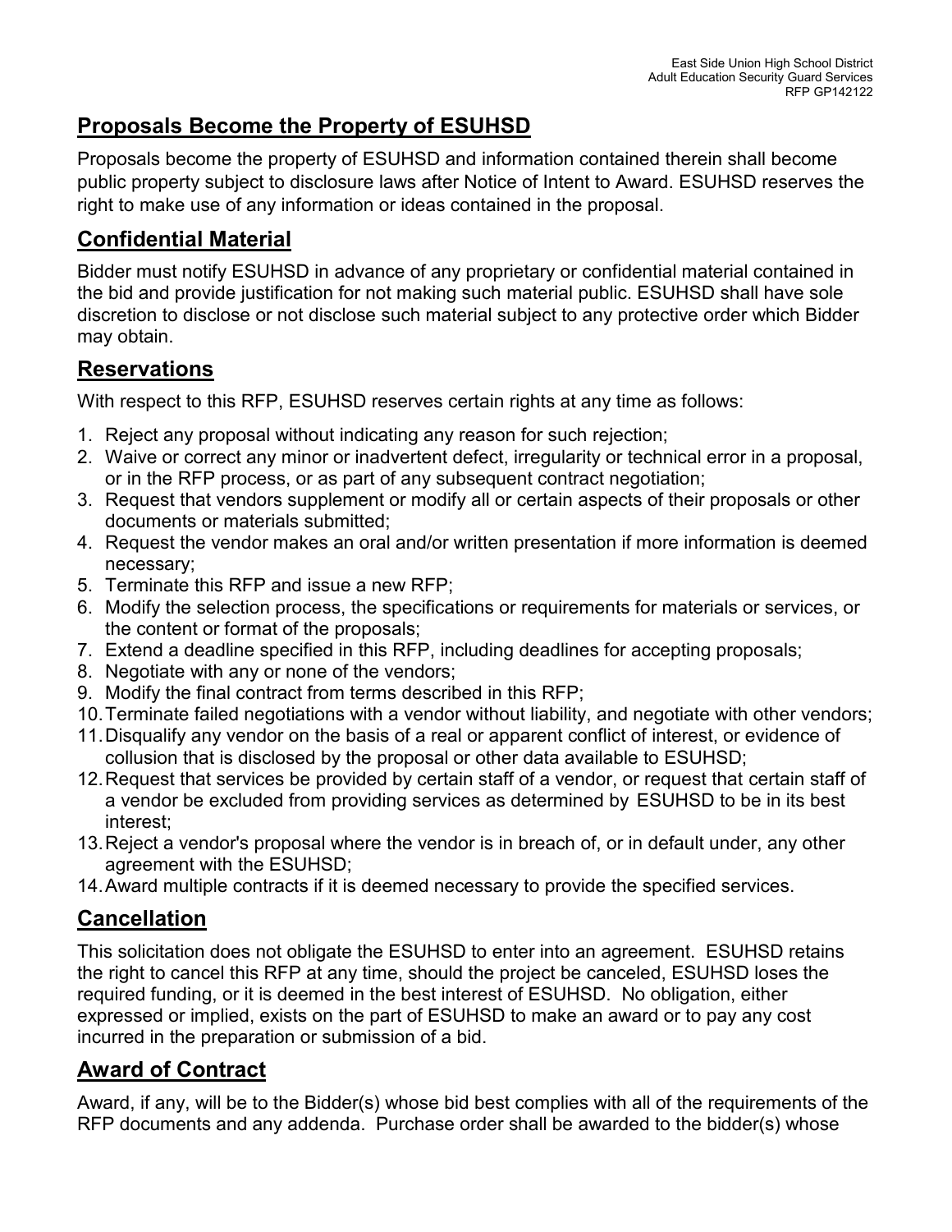## Proposals Become the Property of ESUHSD

Proposals become the property of ESUHSD and information contained therein shall become public property subject to disclosure laws after Notice of Intent to Award. ESUHSD reserves the right to make use of any information or ideas contained in the proposal.

## Confidential Material

Bidder must notify ESUHSD in advance of any proprietary or confidential material contained in the bid and provide justification for not making such material public. ESUHSD shall have sole discretion to disclose or not disclose such material subject to any protective order which Bidder may obtain.

## Reservations

With respect to this RFP, ESUHSD reserves certain rights at any time as follows:

1. Reject any proposal without indicating any reason for such rejection;
2. Waive or correct any minor or inadvertent defect, irregularity or technical error in a proposal, or in the RFP process, or as part of any subsequent contract negotiation;
3. Request that vendors supplement or modify all or certain aspects of their proposals or other documents or materials submitted;
4. Request the vendor makes an oral and/or written presentation if more information is deemed necessary;
5. Terminate this RFP and issue a new RFP;
6. Modify the selection process, the specifications or requirements for materials or services, or the content or format of the proposals;
7. Extend a deadline specified in this RFP, including deadlines for accepting proposals;
8. Negotiate with any or none of the vendors;
9. Modify the final contract from terms described in this RFP;
10. Terminate failed negotiations with a vendor without liability, and negotiate with other vendors;
11. Disqualify any vendor on the basis of a real or apparent conflict of interest, or evidence of collusion that is disclosed by the proposal or other data available to ESUHSD;
12. Request that services be provided by certain staff of a vendor, or request that certain staff of a vendor be excluded from providing services as determined by ESUHSD to be in its best interest;
13. Reject a vendor's proposal where the vendor is in breach of, or in default under, any other agreement with the ESUHSD;
14. Award multiple contracts if it is deemed necessary to provide the specified services.

## Cancellation

This solicitation does not obligate the ESUHSD to enter into an agreement. ESUHSD retains the right to cancel this RFP at any time, should the project be canceled, ESUHSD loses the required funding, or it is deemed in the best interest of ESUHSD. No obligation, either expressed or implied, exists on the part of ESUHSD to make an award or to pay any cost incurred in the preparation or submission of a bid.

## Award of Contract

Award, if any, will be to the Bidder(s) whose bid best complies with all of the requirements of the RFP documents and any addenda. Purchase order shall be awarded to the bidder(s) whose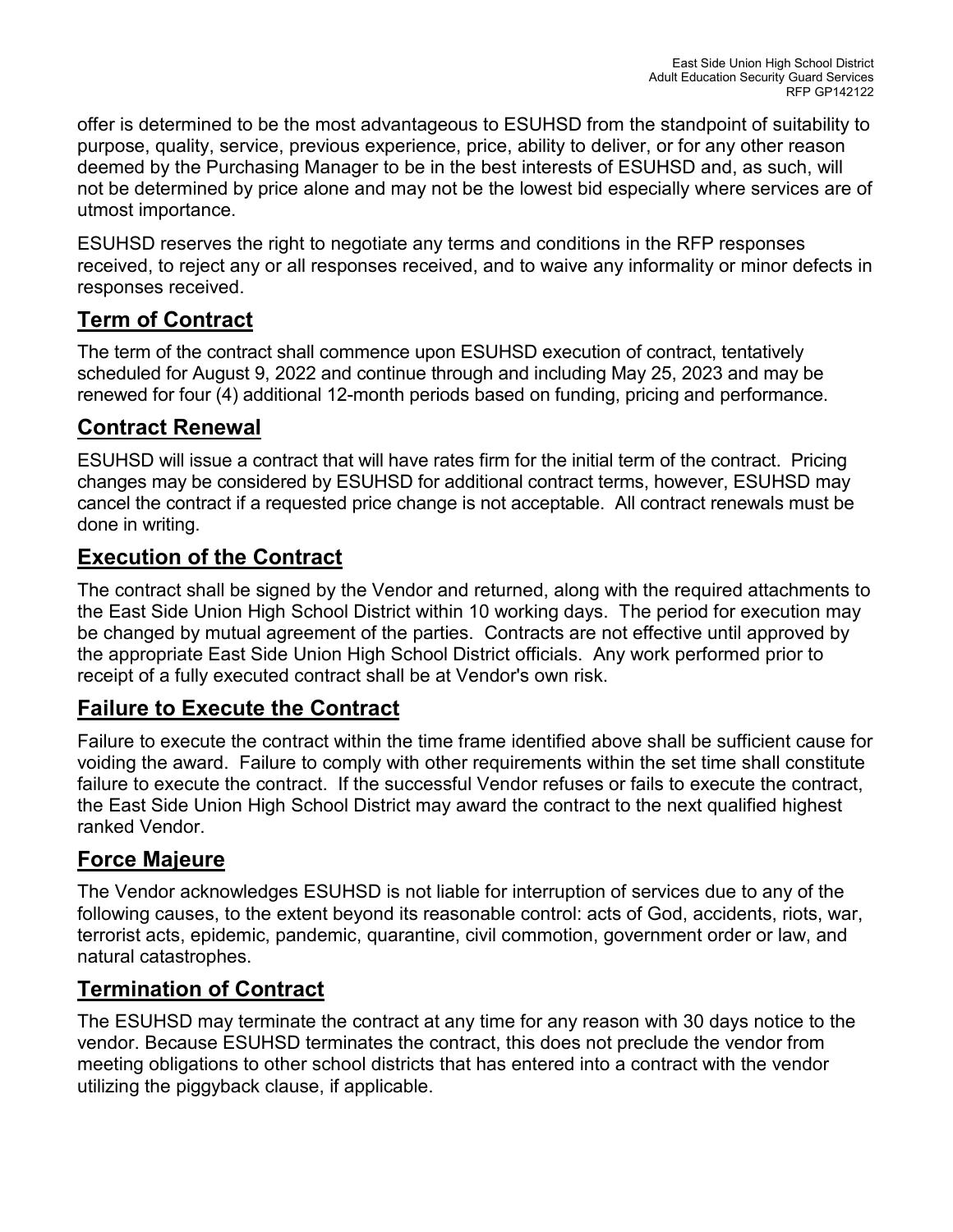offer is determined to be the most advantageous to ESUHSD from the standpoint of suitability to purpose, quality, service, previous experience, price, ability to deliver, or for any other reason deemed by the Purchasing Manager to be in the best interests of ESUHSD and, as such, will not be determined by price alone and may not be the lowest bid especially where services are of utmost importance.

ESUHSD reserves the right to negotiate any terms and conditions in the RFP responses received, to reject any or all responses received, and to waive any informality or minor defects in responses received.

## Term of Contract

The term of the contract shall commence upon ESUHSD execution of contract, tentatively scheduled for August 9, 2022 and continue through and including May 25, 2023 and may be renewed for four (4) additional 12-month periods based on funding, pricing and performance.

## Contract Renewal

ESUHSD will issue a contract that will have rates firm for the initial term of the contract. Pricing changes may be considered by ESUHSD for additional contract terms, however, ESUHSD may cancel the contract if a requested price change is not acceptable. All contract renewals must be done in writing.

## Execution of the Contract

The contract shall be signed by the Vendor and returned, along with the required attachments to the East Side Union High School District within 10 working days. The period for execution may be changed by mutual agreement of the parties. Contracts are not effective until approved by the appropriate East Side Union High School District officials. Any work performed prior to receipt of a fully executed contract shall be at Vendor's own risk.

## Failure to Execute the Contract

Failure to execute the contract within the time frame identified above shall be sufficient cause for voiding the award. Failure to comply with other requirements within the set time shall constitute failure to execute the contract. If the successful Vendor refuses or fails to execute the contract, the East Side Union High School District may award the contract to the next qualified highest ranked Vendor.

## Force Majeure

The Vendor acknowledges ESUHSD is not liable for interruption of services due to any of the following causes, to the extent beyond its reasonable control: acts of God, accidents, riots, war, terrorist acts, epidemic, pandemic, quarantine, civil commotion, government order or law, and natural catastrophes.

## Termination of Contract

The ESUHSD may terminate the contract at any time for any reason with 30 days notice to the vendor. Because ESUHSD terminates the contract, this does not preclude the vendor from meeting obligations to other school districts that has entered into a contract with the vendor utilizing the piggyback clause, if applicable.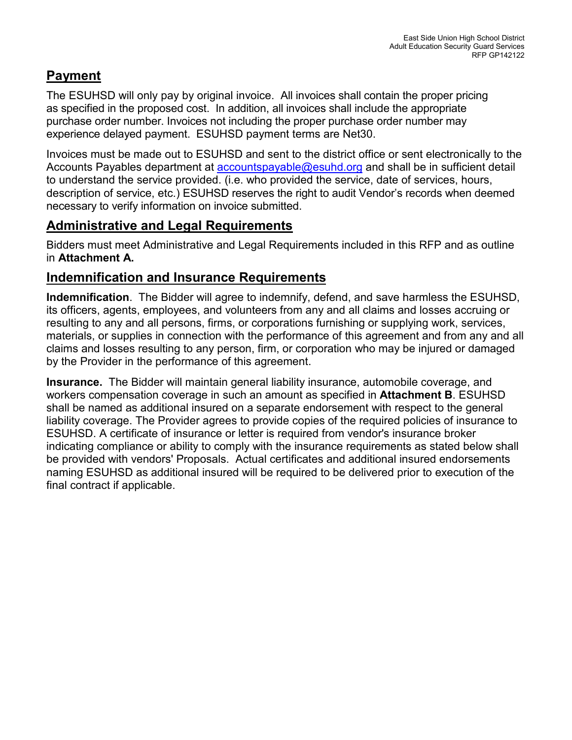## Payment

The ESUHSD will only pay by original invoice. All invoices shall contain the proper pricing as specified in the proposed cost. In addition, all invoices shall include the appropriate purchase order number. Invoices not including the proper purchase order number may experience delayed payment. ESUHSD payment terms are Net30.

Invoices must be made out to ESUHSD and sent to the district office or sent electronically to the Accounts Payables department at accountspayable@esuhd.org and shall be in sufficient detail to understand the service provided. (i.e. who provided the service, date of services, hours, description of service, etc.) ESUHSD reserves the right to audit Vendor's records when deemed necessary to verify information on invoice submitted.

## Administrative and Legal Requirements

Bidders must meet Administrative and Legal Requirements included in this RFP and as outline in **Attachment A.**

## Indemnification and Insurance Requirements

**Indemnification**. The Bidder will agree to indemnify, defend, and save harmless the ESUHSD, its officers, agents, employees, and volunteers from any and all claims and losses accruing or resulting to any and all persons, firms, or corporations furnishing or supplying work, services, materials, or supplies in connection with the performance of this agreement and from any and all claims and losses resulting to any person, firm, or corporation who may be injured or damaged by the Provider in the performance of this agreement.

**Insurance.** The Bidder will maintain general liability insurance, automobile coverage, and workers compensation coverage in such an amount as specified in **Attachment B**. ESUHSD shall be named as additional insured on a separate endorsement with respect to the general liability coverage. The Provider agrees to provide copies of the required policies of insurance to ESUHSD. A certificate of insurance or letter is required from vendor's insurance broker indicating compliance or ability to comply with the insurance requirements as stated below shall be provided with vendors' Proposals. Actual certificates and additional insured endorsements naming ESUHSD as additional insured will be required to be delivered prior to execution of the final contract if applicable.